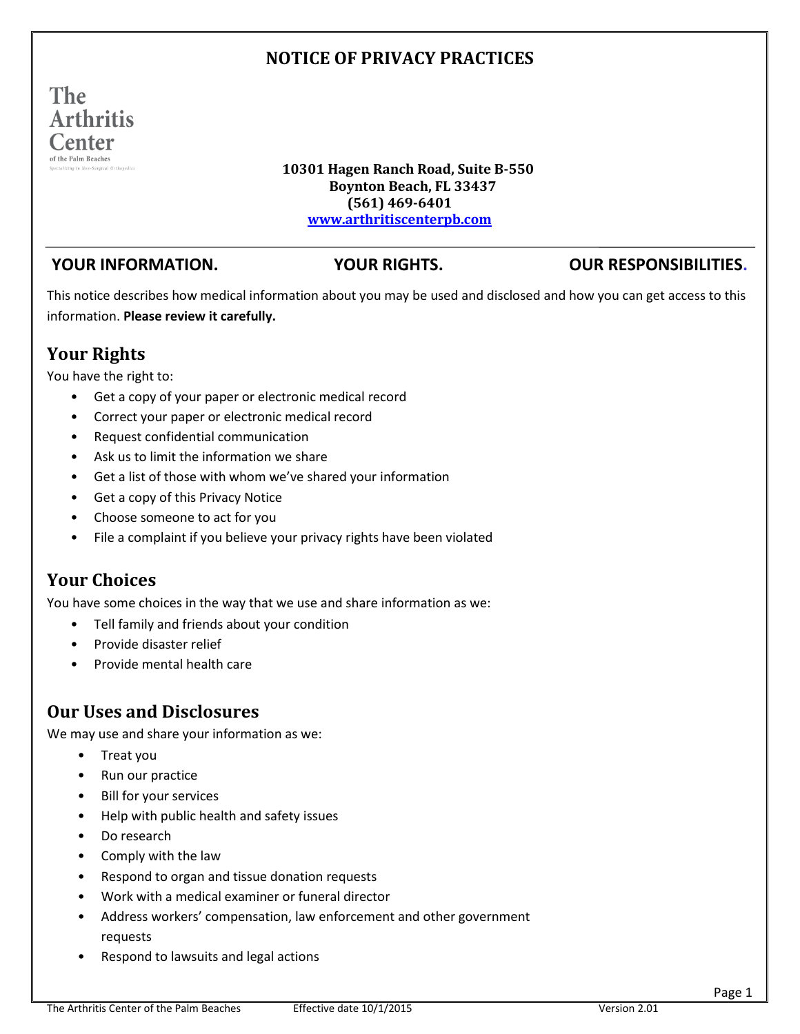# NOTICE OF PRIVACY PRACTICES

The Arthritis Center
of the Palm Beaches
Specializing in Non-Surgical Orthopedics

**10301 Hagen Ranch Road, Suite B-550**
**Boynton Beach, FL 33437**
**(561) 469-6401**
**www.arthritiscenterpb.com**

**YOUR INFORMATION. YOUR RIGHTS. OUR RESPONSIBILITIES.**

This notice describes how medical information about you may be used and disclosed and how you can get access to this information. **Please review it carefully.**

## Your Rights

You have the right to:

- Get a copy of your paper or electronic medical record
- Correct your paper or electronic medical record
- Request confidential communication
- Ask us to limit the information we share
- Get a list of those with whom we've shared your information
- Get a copy of this Privacy Notice
- Choose someone to act for you
- File a complaint if you believe your privacy rights have been violated

## Your Choices

You have some choices in the way that we use and share information as we:

- Tell family and friends about your condition
- Provide disaster relief
- Provide mental health care

## Our Uses and Disclosures

We may use and share your information as we:

- Treat you
- Run our practice
- Bill for your services
- Help with public health and safety issues
- Do research
- Comply with the law
- Respond to organ and tissue donation requests
- Work with a medical examiner or funeral director
- Address workers' compensation, law enforcement and other government requests
- Respond to lawsuits and legal actions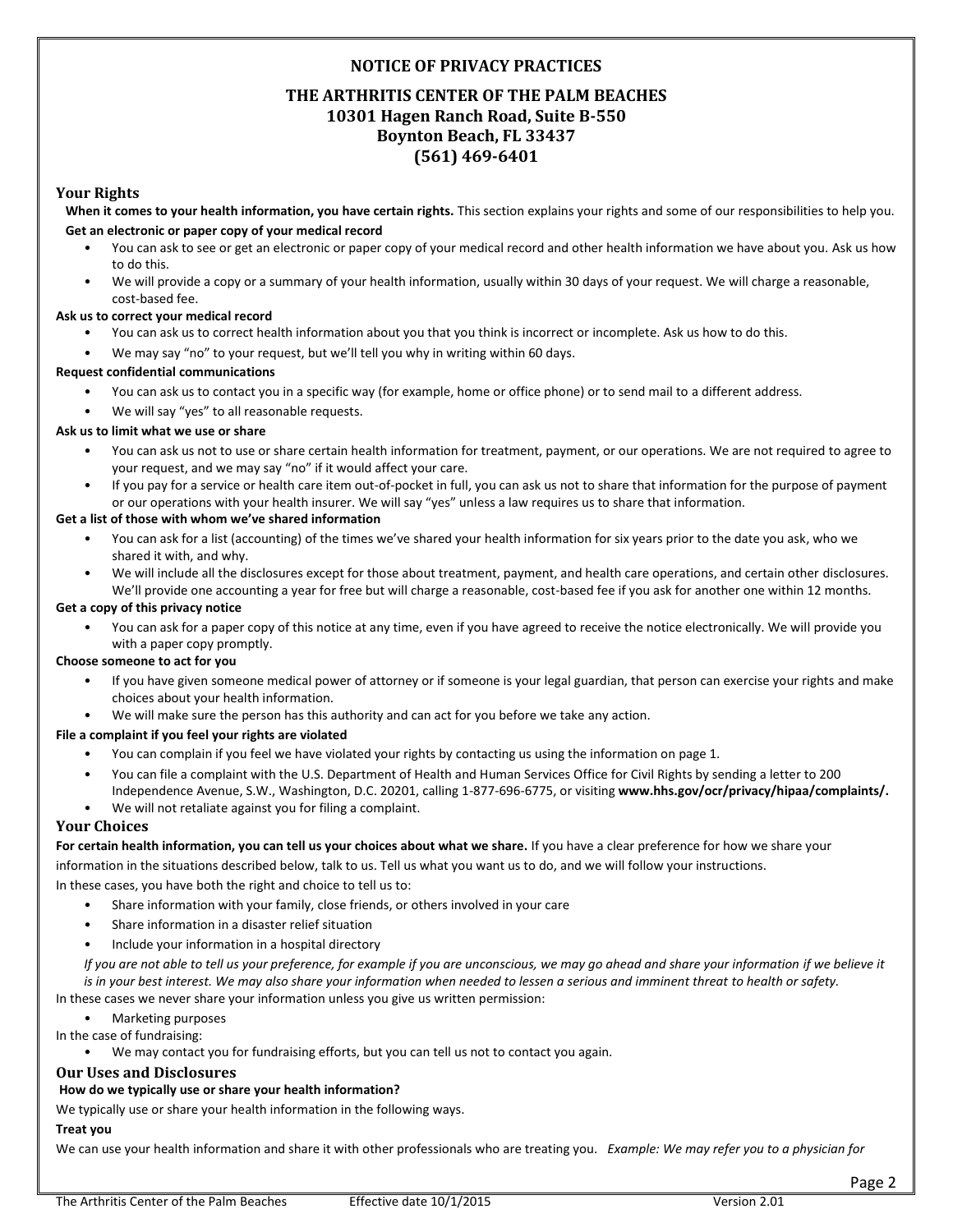# NOTICE OF PRIVACY PRACTICES

## THE ARTHRITIS CENTER OF THE PALM BEACHES
## 10301 Hagen Ranch Road, Suite B-550
## Boynton Beach, FL 33437
## (561) 469-6401

### Your Rights

**When it comes to your health information, you have certain rights.** This section explains your rights and some of our responsibilities to help you.

**Get an electronic or paper copy of your medical record**

- You can ask to see or get an electronic or paper copy of your medical record and other health information we have about you. Ask us how to do this.
- We will provide a copy or a summary of your health information, usually within 30 days of your request. We will charge a reasonable, cost-based fee.

**Ask us to correct your medical record**

- You can ask us to correct health information about you that you think is incorrect or incomplete. Ask us how to do this.
- We may say "no" to your request, but we'll tell you why in writing within 60 days.

**Request confidential communications**

- You can ask us to contact you in a specific way (for example, home or office phone) or to send mail to a different address.
- We will say "yes" to all reasonable requests.

**Ask us to limit what we use or share**

- You can ask us not to use or share certain health information for treatment, payment, or our operations. We are not required to agree to your request, and we may say "no" if it would affect your care.
- If you pay for a service or health care item out-of-pocket in full, you can ask us not to share that information for the purpose of payment or our operations with your health insurer. We will say "yes" unless a law requires us to share that information.

**Get a list of those with whom we've shared information**

- You can ask for a list (accounting) of the times we've shared your health information for six years prior to the date you ask, who we shared it with, and why.
- We will include all the disclosures except for those about treatment, payment, and health care operations, and certain other disclosures. We'll provide one accounting a year for free but will charge a reasonable, cost-based fee if you ask for another one within 12 months.

**Get a copy of this privacy notice**

- You can ask for a paper copy of this notice at any time, even if you have agreed to receive the notice electronically. We will provide you with a paper copy promptly.

**Choose someone to act for you**

- If you have given someone medical power of attorney or if someone is your legal guardian, that person can exercise your rights and make choices about your health information.
- We will make sure the person has this authority and can act for you before we take any action.

**File a complaint if you feel your rights are violated**

- You can complain if you feel we have violated your rights by contacting us using the information on page 1.
- You can file a complaint with the U.S. Department of Health and Human Services Office for Civil Rights by sending a letter to 200 Independence Avenue, S.W., Washington, D.C. 20201, calling 1-877-696-6775, or visiting **www.hhs.gov/ocr/privacy/hipaa/complaints/.**
- We will not retaliate against you for filing a complaint.

### Your Choices

**For certain health information, you can tell us your choices about what we share.** If you have a clear preference for how we share your information in the situations described below, talk to us. Tell us what you want us to do, and we will follow your instructions.

In these cases, you have both the right and choice to tell us to:

- Share information with your family, close friends, or others involved in your care
- Share information in a disaster relief situation
- Include your information in a hospital directory

*If you are not able to tell us your preference, for example if you are unconscious, we may go ahead and share your information if we believe it is in your best interest. We may also share your information when needed to lessen a serious and imminent threat to health or safety.*

In these cases we never share your information unless you give us written permission:

- Marketing purposes

In the case of fundraising:

- We may contact you for fundraising efforts, but you can tell us not to contact you again.

### Our Uses and Disclosures

**How do we typically use or share your health information?**

We typically use or share your health information in the following ways.

**Treat you**

We can use your health information and share it with other professionals who are treating you. *Example: We may refer you to a physician for*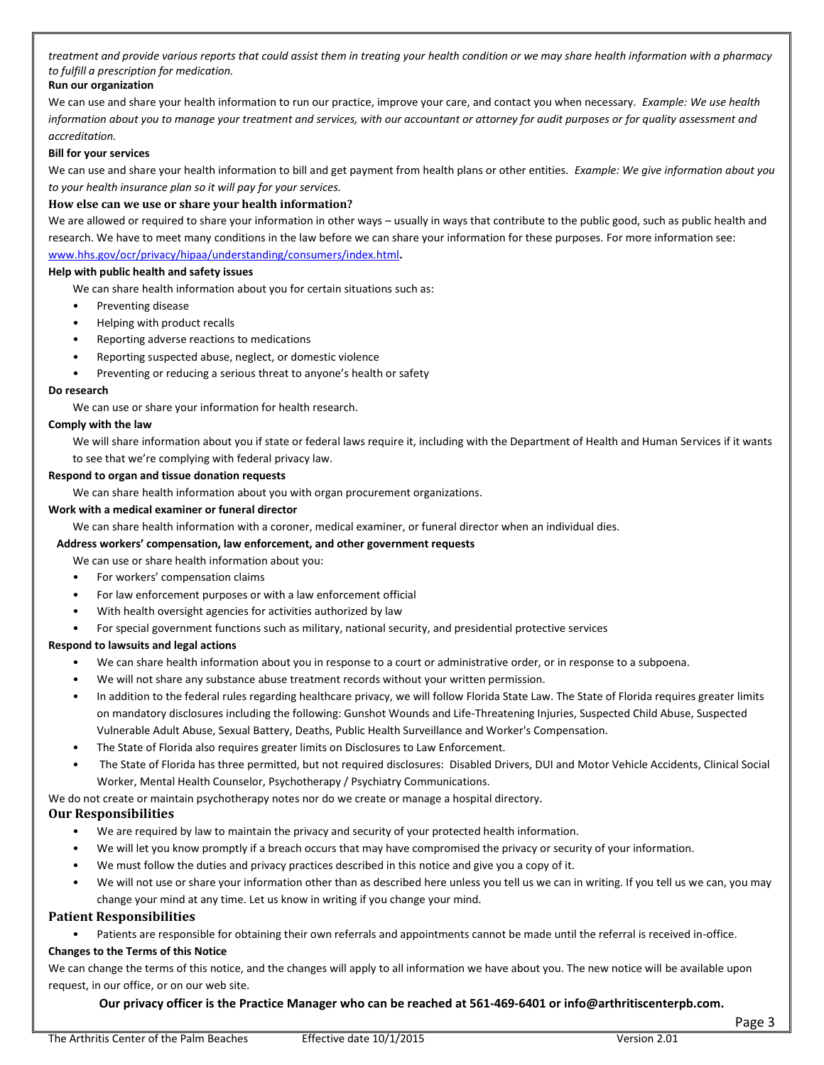*treatment and provide various reports that could assist them in treating your health condition or we may share health information with a pharmacy to fulfill a prescription for medication.*

**Run our organization**

We can use and share your health information to run our practice, improve your care, and contact you when necessary. *Example: We use health information about you to manage your treatment and services, with our accountant or attorney for audit purposes or for quality assessment and accreditation.*

**Bill for your services**

We can use and share your health information to bill and get payment from health plans or other entities. *Example: We give information about you to your health insurance plan so it will pay for your services.*

### How else can we use or share your health information?

We are allowed or required to share your information in other ways – usually in ways that contribute to the public good, such as public health and research. We have to meet many conditions in the law before we can share your information for these purposes. For more information see: www.hhs.gov/ocr/privacy/hipaa/understanding/consumers/index.html.

**Help with public health and safety issues**

We can share health information about you for certain situations such as:

- Preventing disease
- Helping with product recalls
- Reporting adverse reactions to medications
- Reporting suspected abuse, neglect, or domestic violence
- Preventing or reducing a serious threat to anyone's health or safety

**Do research**

We can use or share your information for health research.

**Comply with the law**

We will share information about you if state or federal laws require it, including with the Department of Health and Human Services if it wants to see that we're complying with federal privacy law.

**Respond to organ and tissue donation requests**

We can share health information about you with organ procurement organizations.

**Work with a medical examiner or funeral director**

We can share health information with a coroner, medical examiner, or funeral director when an individual dies.

**Address workers' compensation, law enforcement, and other government requests**

We can use or share health information about you:

- For workers' compensation claims
- For law enforcement purposes or with a law enforcement official
- With health oversight agencies for activities authorized by law
- For special government functions such as military, national security, and presidential protective services

**Respond to lawsuits and legal actions**

- We can share health information about you in response to a court or administrative order, or in response to a subpoena.
- We will not share any substance abuse treatment records without your written permission.
- In addition to the federal rules regarding healthcare privacy, we will follow Florida State Law. The State of Florida requires greater limits on mandatory disclosures including the following: Gunshot Wounds and Life-Threatening Injuries, Suspected Child Abuse, Suspected Vulnerable Adult Abuse, Sexual Battery, Deaths, Public Health Surveillance and Worker's Compensation.
- The State of Florida also requires greater limits on Disclosures to Law Enforcement.
- The State of Florida has three permitted, but not required disclosures: Disabled Drivers, DUI and Motor Vehicle Accidents, Clinical Social Worker, Mental Health Counselor, Psychotherapy / Psychiatry Communications.

We do not create or maintain psychotherapy notes nor do we create or manage a hospital directory.

### Our Responsibilities

- We are required by law to maintain the privacy and security of your protected health information.
- We will let you know promptly if a breach occurs that may have compromised the privacy or security of your information.
- We must follow the duties and privacy practices described in this notice and give you a copy of it.
- We will not use or share your information other than as described here unless you tell us we can in writing. If you tell us we can, you may change your mind at any time. Let us know in writing if you change your mind.

### Patient Responsibilities

- Patients are responsible for obtaining their own referrals and appointments cannot be made until the referral is received in-office.

**Changes to the Terms of this Notice**

We can change the terms of this notice, and the changes will apply to all information we have about you. The new notice will be available upon request, in our office, or on our web site.

**Our privacy officer is the Practice Manager who can be reached at 561-469-6401 or info@arthritiscenterpb.com.**